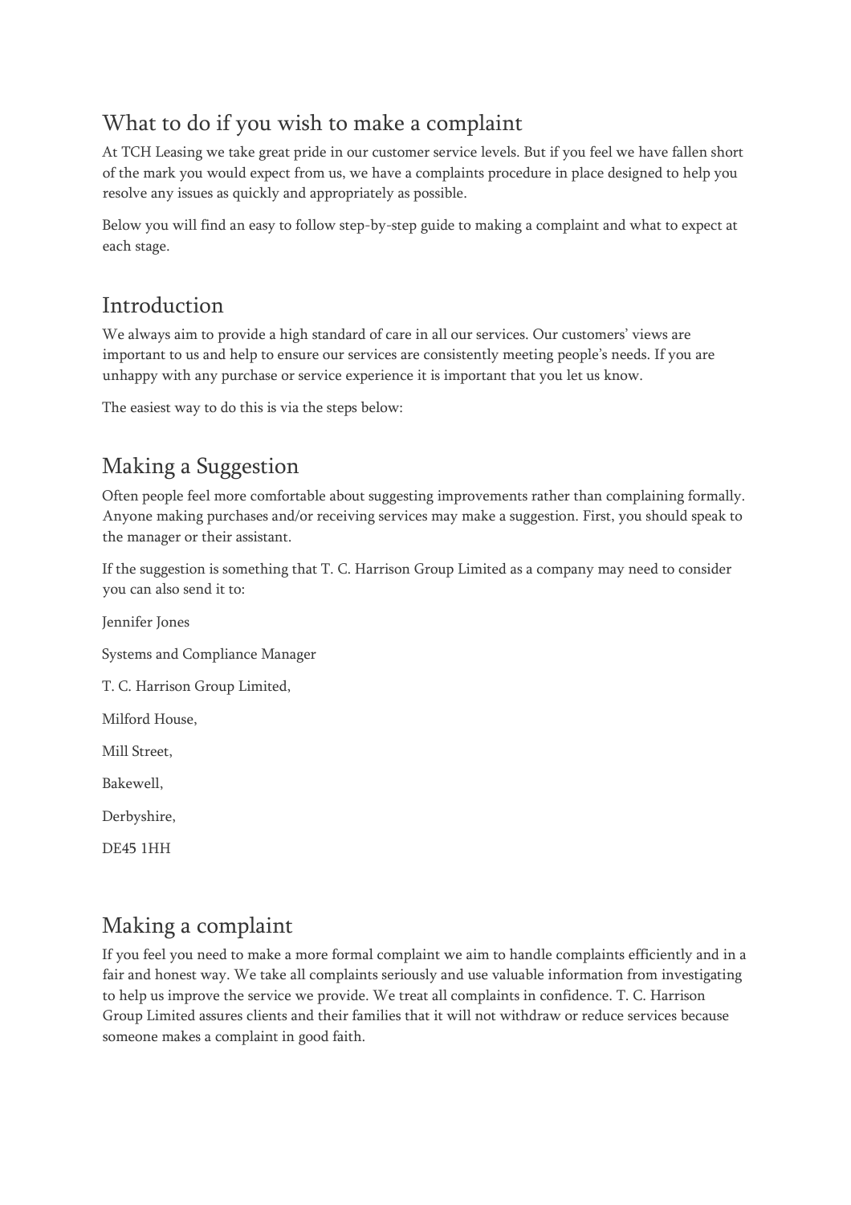## What to do if you wish to make a complaint

At TCH Leasing we take great pride in our customer service levels. But if you feel we have fallen short of the mark you would expect from us, we have a complaints procedure in place designed to help you resolve any issues as quickly and appropriately as possible.

Below you will find an easy to follow step-by-step guide to making a complaint and what to expect at each stage.

## Introduction

We always aim to provide a high standard of care in all our services. Our customers' views are important to us and help to ensure our services are consistently meeting people's needs. If you are unhappy with any purchase or service experience it is important that you let us know.

The easiest way to do this is via the steps below:

## Making a Suggestion

Often people feel more comfortable about suggesting improvements rather than complaining formally. Anyone making purchases and/or receiving services may make a suggestion. First, you should speak to the manager or their assistant.

If the suggestion is something that T. C. Harrison Group Limited as a company may need to consider you can also send it to:

Jennifer Jones

Systems and Compliance Manager

T. C. Harrison Group Limited,

Milford House,

Mill Street,

Bakewell,

Derbyshire,

DE45 1HH

## Making a complaint

If you feel you need to make a more formal complaint we aim to handle complaints efficiently and in a fair and honest way. We take all complaints seriously and use valuable information from investigating to help us improve the service we provide. We treat all complaints in confidence. T. C. Harrison Group Limited assures clients and their families that it will not withdraw or reduce services because someone makes a complaint in good faith.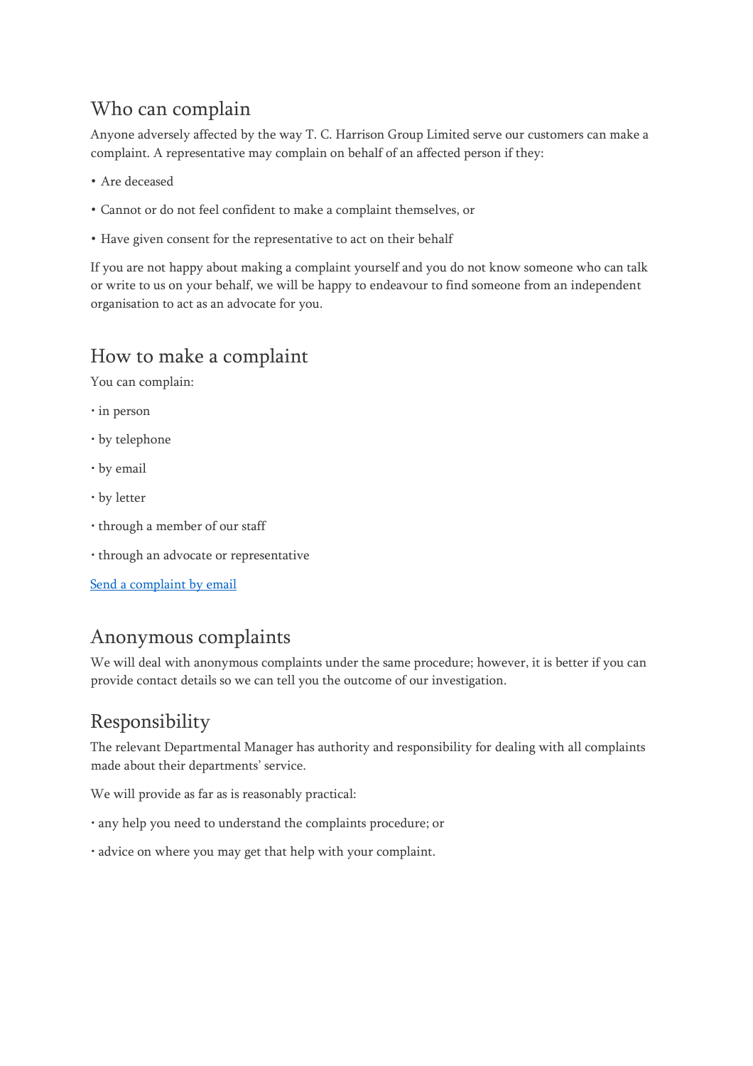## Who can complain

Anyone adversely affected by the way T. C. Harrison Group Limited serve our customers can make a complaint. A representative may complain on behalf of an affected person if they:

- Are deceased
- Cannot or do not feel confident to make a complaint themselves, or
- Have given consent for the representative to act on their behalf

If you are not happy about making a complaint yourself and you do not know someone who can talk or write to us on your behalf, we will be happy to endeavour to find someone from an independent organisation to act as an advocate for you.

## How to make a complaint

You can complain:

- in person
- by telephone
- by email
- by letter
- through a member of our staff
- through an advocate or representative

Send a complaint by email

## Anonymous complaints

We will deal with anonymous complaints under the same procedure; however, it is better if you can provide contact details so we can tell you the outcome of our investigation.

## Responsibility

The relevant Departmental Manager has authority and responsibility for dealing with all complaints made about their departments' service.

We will provide as far as is reasonably practical:

- any help you need to understand the complaints procedure; or
- advice on where you may get that help with your complaint.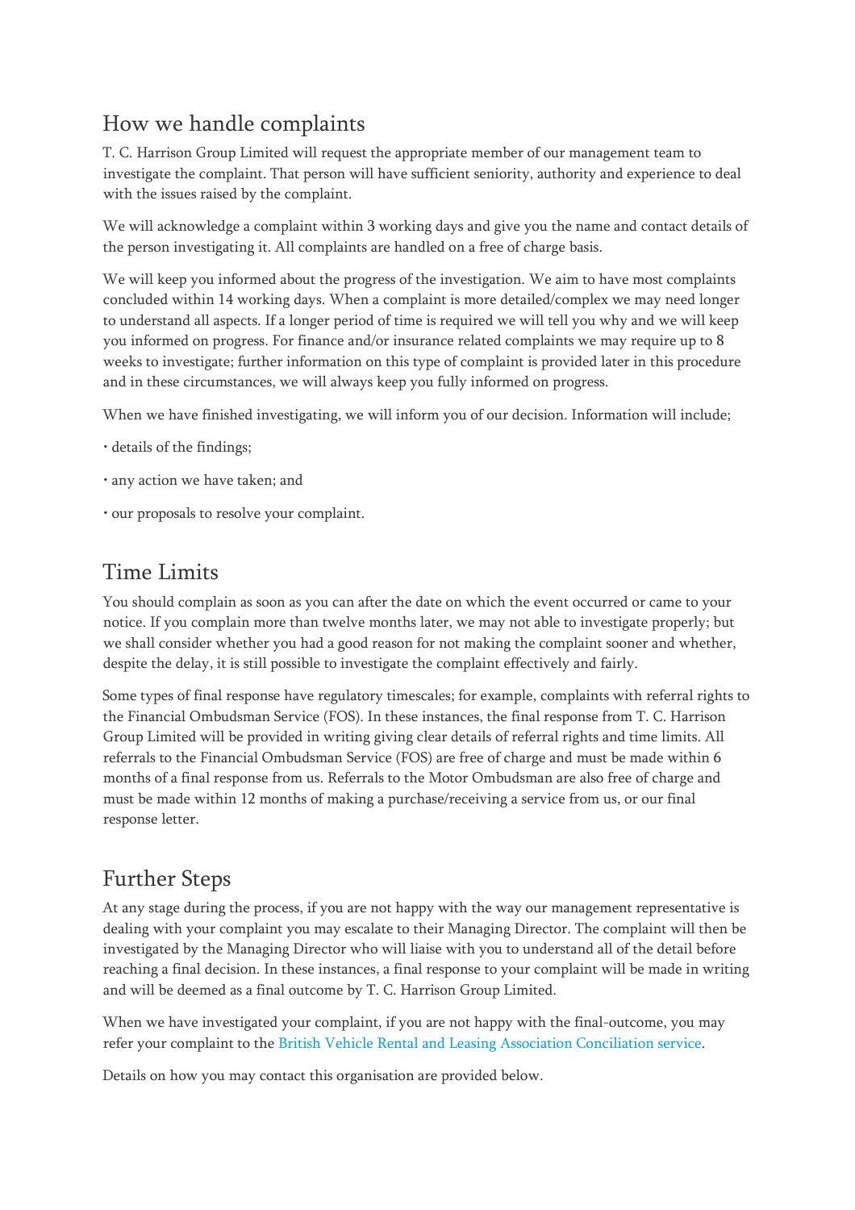## How we handle complaints

T. C. Harrison Group Limited will request the appropriate member of our management team to investigate the complaint. That person will have sufficient seniority, authority and experience to deal with the issues raised by the complaint.

We will acknowledge a complaint within 3 working days and give you the name and contact details of the person investigating it. All complaints are handled on a free of charge basis.

We will keep you informed about the progress of the investigation. We aim to have most complaints concluded within 14 working days. When a complaint is more detailed/complex we may need longer to understand all aspects. If a longer period of time is required we will tell you why and we will keep you informed on progress. For finance and/or insurance related complaints we may require up to 8 weeks to investigate; further information on this type of complaint is provided later in this procedure and in these circumstances, we will always keep you fully informed on progress.

When we have finished investigating, we will inform you of our decision. Information will include;

- details of the findings;
- any action we have taken; and
- our proposals to resolve your complaint.

## Time Limits

You should complain as soon as you can after the date on which the event occurred or came to your notice. If you complain more than twelve months later, we may not able to investigate properly; but we shall consider whether you had a good reason for not making the complaint sooner and whether, despite the delay, it is still possible to investigate the complaint effectively and fairly.

Some types of final response have regulatory timescales; for example, complaints with referral rights to the Financial Ombudsman Service (FOS). In these instances, the final response from T. C. Harrison Group Limited will be provided in writing giving clear details of referral rights and time limits. All referrals to the Financial Ombudsman Service (FOS) are free of charge and must be made within 6 months of a final response from us. Referrals to the Motor Ombudsman are also free of charge and must be made within 12 months of making a purchase/receiving a service from us, or our final response letter.

## Further Steps

At any stage during the process, if you are not happy with the way our management representative is dealing with your complaint you may escalate to their Managing Director. The complaint will then be investigated by the Managing Director who will liaise with you to understand all of the detail before reaching a final decision. In these instances, a final response to your complaint will be made in writing and will be deemed as a final outcome by T. C. Harrison Group Limited.

When we have investigated your complaint, if you are not happy with the final-outcome, you may refer your complaint to the British Vehicle Rental and Leasing Association Conciliation service.

Details on how you may contact this organisation are provided below.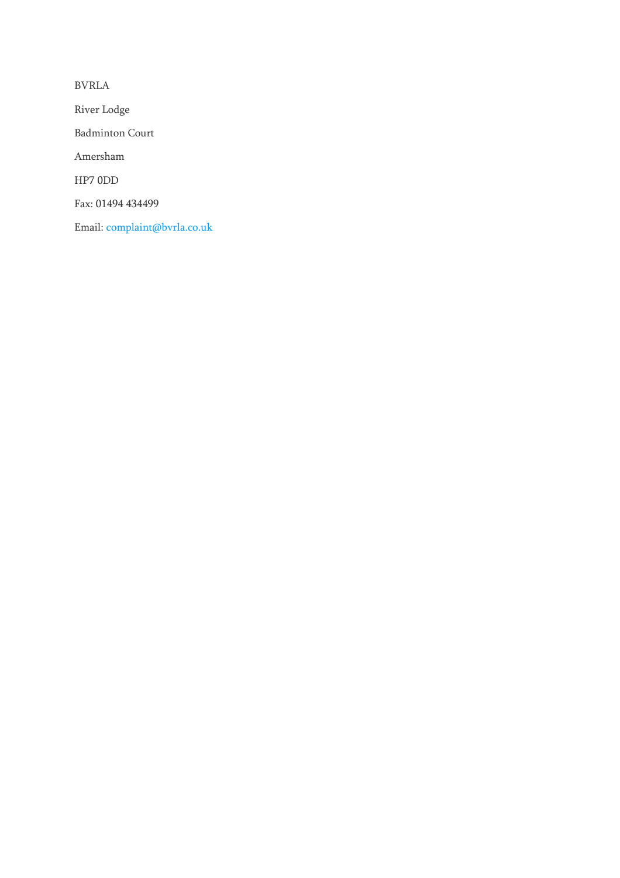BVRLA

River Lodge

Badminton Court

Amersham

HP7 0DD

Fax: 01494 434499

Email: complaint@bvrla.co.uk